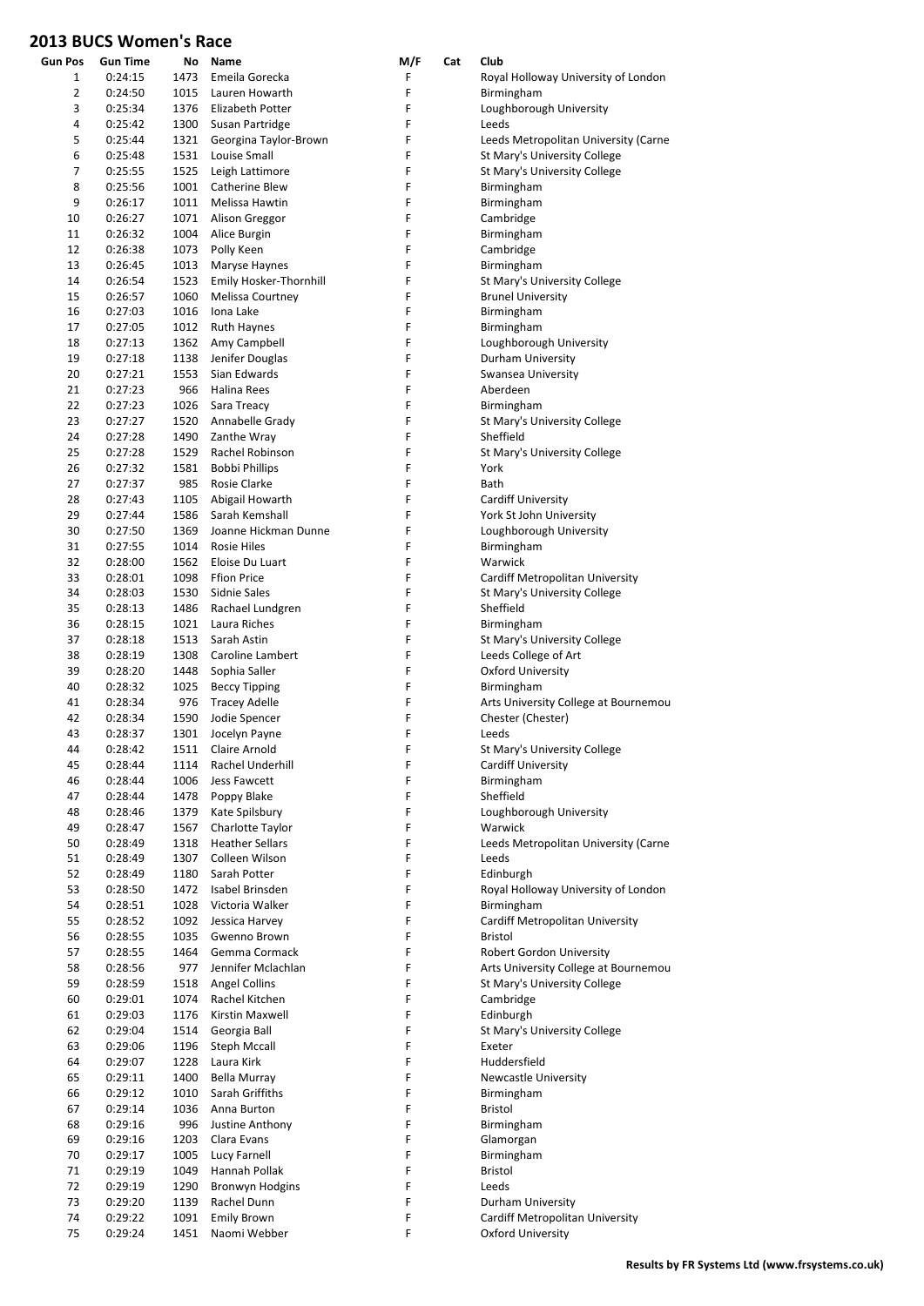# 2013 BUCS Women's Race

| Gun Pos | Gun Time | No | Name | M/F | Cat | Club |
|---|---|---|---|---|---|---|
| 1 | 0:24:15 | 1473 | Emeila Gorecka | F | | Royal Holloway University of London |
| 2 | 0:24:50 | 1015 | Lauren Howarth | F | | Birmingham |
| 3 | 0:25:34 | 1376 | Elizabeth Potter | F | | Loughborough University |
| 4 | 0:25:42 | 1300 | Susan Partridge | F | | Leeds |
| 5 | 0:25:44 | 1321 | Georgina Taylor-Brown | F | | Leeds Metropolitan University (Carne |
| 6 | 0:25:48 | 1531 | Louise Small | F | | St Mary's University College |
| 7 | 0:25:55 | 1525 | Leigh Lattimore | F | | St Mary's University College |
| 8 | 0:25:56 | 1001 | Catherine Blew | F | | Birmingham |
| 9 | 0:26:17 | 1011 | Melissa Hawtin | F | | Birmingham |
| 10 | 0:26:27 | 1071 | Alison Greggor | F | | Cambridge |
| 11 | 0:26:32 | 1004 | Alice Burgin | F | | Birmingham |
| 12 | 0:26:38 | 1073 | Polly Keen | F | | Cambridge |
| 13 | 0:26:45 | 1013 | Maryse Haynes | F | | Birmingham |
| 14 | 0:26:54 | 1523 | Emily Hosker-Thornhill | F | | St Mary's University College |
| 15 | 0:26:57 | 1060 | Melissa Courtney | F | | Brunel University |
| 16 | 0:27:03 | 1016 | Iona Lake | F | | Birmingham |
| 17 | 0:27:05 | 1012 | Ruth Haynes | F | | Birmingham |
| 18 | 0:27:13 | 1362 | Amy Campbell | F | | Loughborough University |
| 19 | 0:27:18 | 1138 | Jenifer Douglas | F | | Durham University |
| 20 | 0:27:21 | 1553 | Sian Edwards | F | | Swansea University |
| 21 | 0:27:23 | 966 | Halina Rees | F | | Aberdeen |
| 22 | 0:27:23 | 1026 | Sara Treacy | F | | Birmingham |
| 23 | 0:27:27 | 1520 | Annabelle Grady | F | | St Mary's University College |
| 24 | 0:27:28 | 1490 | Zanthe Wray | F | | Sheffield |
| 25 | 0:27:28 | 1529 | Rachel Robinson | F | | St Mary's University College |
| 26 | 0:27:32 | 1581 | Bobbi Phillips | F | | York |
| 27 | 0:27:37 | 985 | Rosie Clarke | F | | Bath |
| 28 | 0:27:43 | 1105 | Abigail Howarth | F | | Cardiff University |
| 29 | 0:27:44 | 1586 | Sarah Kemshall | F | | York St John University |
| 30 | 0:27:50 | 1369 | Joanne Hickman Dunne | F | | Loughborough University |
| 31 | 0:27:55 | 1014 | Rosie Hiles | F | | Birmingham |
| 32 | 0:28:00 | 1562 | Eloise Du Luart | F | | Warwick |
| 33 | 0:28:01 | 1098 | Ffion Price | F | | Cardiff Metropolitan University |
| 34 | 0:28:03 | 1530 | Sidnie Sales | F | | St Mary's University College |
| 35 | 0:28:13 | 1486 | Rachael Lundgren | F | | Sheffield |
| 36 | 0:28:15 | 1021 | Laura Riches | F | | Birmingham |
| 37 | 0:28:18 | 1513 | Sarah Astin | F | | St Mary's University College |
| 38 | 0:28:19 | 1308 | Caroline Lambert | F | | Leeds College of Art |
| 39 | 0:28:20 | 1448 | Sophia Saller | F | | Oxford University |
| 40 | 0:28:32 | 1025 | Beccy Tipping | F | | Birmingham |
| 41 | 0:28:34 | 976 | Tracey Adelle | F | | Arts University College at Bournemou |
| 42 | 0:28:34 | 1590 | Jodie Spencer | F | | Chester (Chester) |
| 43 | 0:28:37 | 1301 | Jocelyn Payne | F | | Leeds |
| 44 | 0:28:42 | 1511 | Claire Arnold | F | | St Mary's University College |
| 45 | 0:28:44 | 1114 | Rachel Underhill | F | | Cardiff University |
| 46 | 0:28:44 | 1006 | Jess Fawcett | F | | Birmingham |
| 47 | 0:28:44 | 1478 | Poppy Blake | F | | Sheffield |
| 48 | 0:28:46 | 1379 | Kate Spilsbury | F | | Loughborough University |
| 49 | 0:28:47 | 1567 | Charlotte Taylor | F | | Warwick |
| 50 | 0:28:49 | 1318 | Heather Sellars | F | | Leeds Metropolitan University (Carne |
| 51 | 0:28:49 | 1307 | Colleen Wilson | F | | Leeds |
| 52 | 0:28:49 | 1180 | Sarah Potter | F | | Edinburgh |
| 53 | 0:28:50 | 1472 | Isabel Brinsden | F | | Royal Holloway University of London |
| 54 | 0:28:51 | 1028 | Victoria Walker | F | | Birmingham |
| 55 | 0:28:52 | 1092 | Jessica Harvey | F | | Cardiff Metropolitan University |
| 56 | 0:28:55 | 1035 | Gwenno Brown | F | | Bristol |
| 57 | 0:28:55 | 1464 | Gemma Cormack | F | | Robert Gordon University |
| 58 | 0:28:56 | 977 | Jennifer Mclachlan | F | | Arts University College at Bournemou |
| 59 | 0:28:59 | 1518 | Angel Collins | F | | St Mary's University College |
| 60 | 0:29:01 | 1074 | Rachel Kitchen | F | | Cambridge |
| 61 | 0:29:03 | 1176 | Kirstin Maxwell | F | | Edinburgh |
| 62 | 0:29:04 | 1514 | Georgia Ball | F | | St Mary's University College |
| 63 | 0:29:06 | 1196 | Steph Mccall | F | | Exeter |
| 64 | 0:29:07 | 1228 | Laura Kirk | F | | Huddersfield |
| 65 | 0:29:11 | 1400 | Bella Murray | F | | Newcastle University |
| 66 | 0:29:12 | 1010 | Sarah Griffiths | F | | Birmingham |
| 67 | 0:29:14 | 1036 | Anna Burton | F | | Bristol |
| 68 | 0:29:16 | 996 | Justine Anthony | F | | Birmingham |
| 69 | 0:29:16 | 1203 | Clara Evans | F | | Glamorgan |
| 70 | 0:29:17 | 1005 | Lucy Farnell | F | | Birmingham |
| 71 | 0:29:19 | 1049 | Hannah Pollak | F | | Bristol |
| 72 | 0:29:19 | 1290 | Bronwyn Hodgins | F | | Leeds |
| 73 | 0:29:20 | 1139 | Rachel Dunn | F | | Durham University |
| 74 | 0:29:22 | 1091 | Emily Brown | F | | Cardiff Metropolitan University |
| 75 | 0:29:24 | 1451 | Naomi Webber | F | | Oxford University |

**Results by FR Systems Ltd (www.frsystems.co.uk)**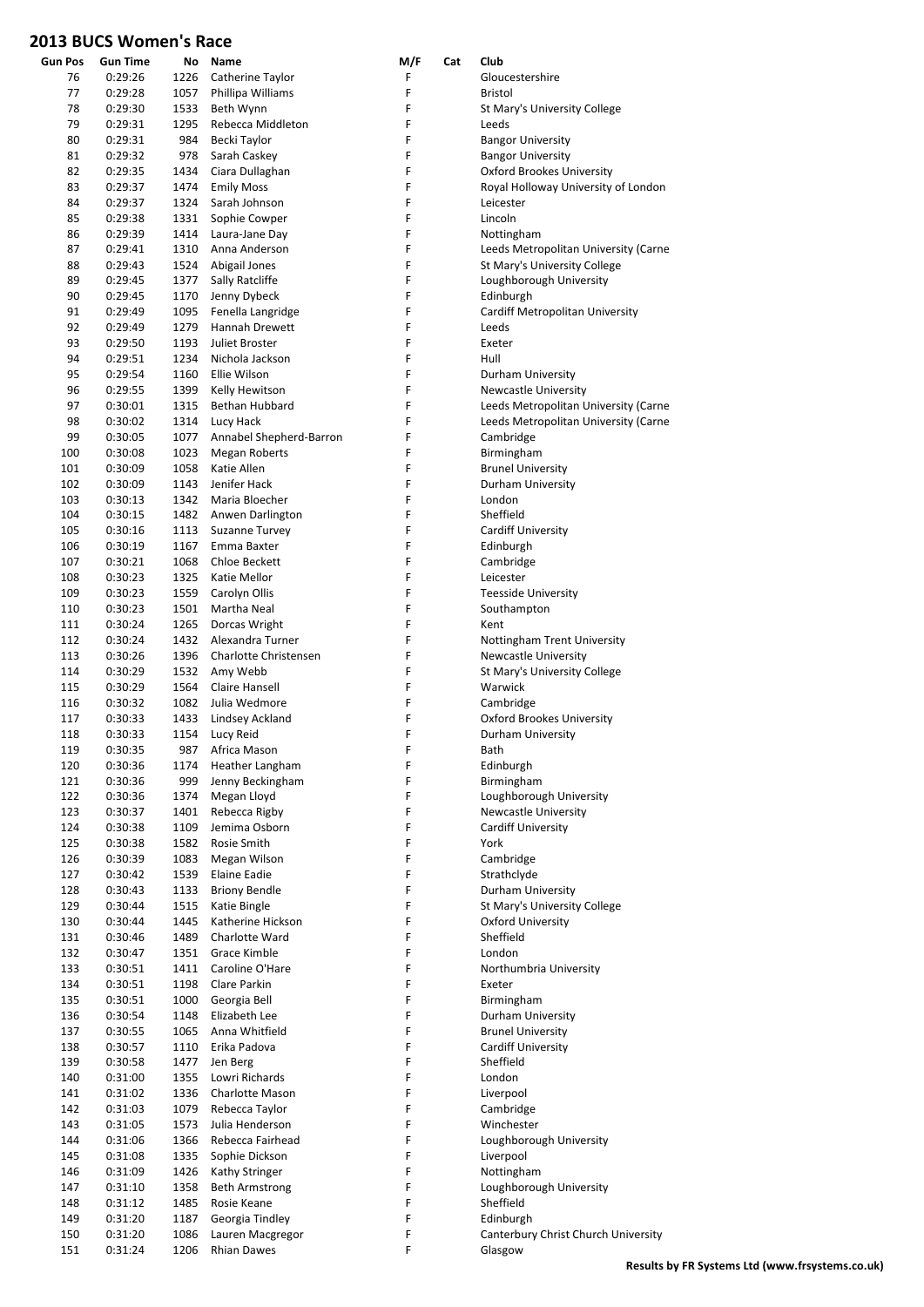# 2013 BUCS Women's Race

| Gun Pos | Gun Time | No | Name | M/F | Cat | Club |
|---|---|---|---|---|---|---|
| 76 | 0:29:26 | 1226 | Catherine Taylor | F | | Gloucestershire |
| 77 | 0:29:28 | 1057 | Phillipa Williams | F | | Bristol |
| 78 | 0:29:30 | 1533 | Beth Wynn | F | | St Mary's University College |
| 79 | 0:29:31 | 1295 | Rebecca Middleton | F | | Leeds |
| 80 | 0:29:31 | 984 | Becki Taylor | F | | Bangor University |
| 81 | 0:29:32 | 978 | Sarah Caskey | F | | Bangor University |
| 82 | 0:29:35 | 1434 | Ciara Dullaghan | F | | Oxford Brookes University |
| 83 | 0:29:37 | 1474 | Emily Moss | F | | Royal Holloway University of London |
| 84 | 0:29:37 | 1324 | Sarah Johnson | F | | Leicester |
| 85 | 0:29:38 | 1331 | Sophie Cowper | F | | Lincoln |
| 86 | 0:29:39 | 1414 | Laura-Jane Day | F | | Nottingham |
| 87 | 0:29:41 | 1310 | Anna Anderson | F | | Leeds Metropolitan University (Carne |
| 88 | 0:29:43 | 1524 | Abigail Jones | F | | St Mary's University College |
| 89 | 0:29:45 | 1377 | Sally Ratcliffe | F | | Loughborough University |
| 90 | 0:29:45 | 1170 | Jenny Dybeck | F | | Edinburgh |
| 91 | 0:29:49 | 1095 | Fenella Langridge | F | | Cardiff Metropolitan University |
| 92 | 0:29:49 | 1279 | Hannah Drewett | F | | Leeds |
| 93 | 0:29:50 | 1193 | Juliet Broster | F | | Exeter |
| 94 | 0:29:51 | 1234 | Nichola Jackson | F | | Hull |
| 95 | 0:29:54 | 1160 | Ellie Wilson | F | | Durham University |
| 96 | 0:29:55 | 1399 | Kelly Hewitson | F | | Newcastle University |
| 97 | 0:30:01 | 1315 | Bethan Hubbard | F | | Leeds Metropolitan University (Carne |
| 98 | 0:30:02 | 1314 | Lucy Hack | F | | Leeds Metropolitan University (Carne |
| 99 | 0:30:05 | 1077 | Annabel Shepherd-Barron | F | | Cambridge |
| 100 | 0:30:08 | 1023 | Megan Roberts | F | | Birmingham |
| 101 | 0:30:09 | 1058 | Katie Allen | F | | Brunel University |
| 102 | 0:30:09 | 1143 | Jenifer Hack | F | | Durham University |
| 103 | 0:30:13 | 1342 | Maria Bloecher | F | | London |
| 104 | 0:30:15 | 1482 | Anwen Darlington | F | | Sheffield |
| 105 | 0:30:16 | 1113 | Suzanne Turvey | F | | Cardiff University |
| 106 | 0:30:19 | 1167 | Emma Baxter | F | | Edinburgh |
| 107 | 0:30:21 | 1068 | Chloe Beckett | F | | Cambridge |
| 108 | 0:30:23 | 1325 | Katie Mellor | F | | Leicester |
| 109 | 0:30:23 | 1559 | Carolyn Ollis | F | | Teesside University |
| 110 | 0:30:23 | 1501 | Martha Neal | F | | Southampton |
| 111 | 0:30:24 | 1265 | Dorcas Wright | F | | Kent |
| 112 | 0:30:24 | 1432 | Alexandra Turner | F | | Nottingham Trent University |
| 113 | 0:30:26 | 1396 | Charlotte Christensen | F | | Newcastle University |
| 114 | 0:30:29 | 1532 | Amy Webb | F | | St Mary's University College |
| 115 | 0:30:29 | 1564 | Claire Hansell | F | | Warwick |
| 116 | 0:30:32 | 1082 | Julia Wedmore | F | | Cambridge |
| 117 | 0:30:33 | 1433 | Lindsey Ackland | F | | Oxford Brookes University |
| 118 | 0:30:33 | 1154 | Lucy Reid | F | | Durham University |
| 119 | 0:30:35 | 987 | Africa Mason | F | | Bath |
| 120 | 0:30:36 | 1174 | Heather Langham | F | | Edinburgh |
| 121 | 0:30:36 | 999 | Jenny Beckingham | F | | Birmingham |
| 122 | 0:30:36 | 1374 | Megan Lloyd | F | | Loughborough University |
| 123 | 0:30:37 | 1401 | Rebecca Rigby | F | | Newcastle University |
| 124 | 0:30:38 | 1109 | Jemima Osborn | F | | Cardiff University |
| 125 | 0:30:38 | 1582 | Rosie Smith | F | | York |
| 126 | 0:30:39 | 1083 | Megan Wilson | F | | Cambridge |
| 127 | 0:30:42 | 1539 | Elaine Eadie | F | | Strathclyde |
| 128 | 0:30:43 | 1133 | Briony Bendle | F | | Durham University |
| 129 | 0:30:44 | 1515 | Katie Bingle | F | | St Mary's University College |
| 130 | 0:30:44 | 1445 | Katherine Hickson | F | | Oxford University |
| 131 | 0:30:46 | 1489 | Charlotte Ward | F | | Sheffield |
| 132 | 0:30:47 | 1351 | Grace Kimble | F | | London |
| 133 | 0:30:51 | 1411 | Caroline O'Hare | F | | Northumbria University |
| 134 | 0:30:51 | 1198 | Clare Parkin | F | | Exeter |
| 135 | 0:30:51 | 1000 | Georgia Bell | F | | Birmingham |
| 136 | 0:30:54 | 1148 | Elizabeth Lee | F | | Durham University |
| 137 | 0:30:55 | 1065 | Anna Whitfield | F | | Brunel University |
| 138 | 0:30:57 | 1110 | Erika Padova | F | | Cardiff University |
| 139 | 0:30:58 | 1477 | Jen Berg | F | | Sheffield |
| 140 | 0:31:00 | 1355 | Lowri Richards | F | | London |
| 141 | 0:31:02 | 1336 | Charlotte Mason | F | | Liverpool |
| 142 | 0:31:03 | 1079 | Rebecca Taylor | F | | Cambridge |
| 143 | 0:31:05 | 1573 | Julia Henderson | F | | Winchester |
| 144 | 0:31:06 | 1366 | Rebecca Fairhead | F | | Loughborough University |
| 145 | 0:31:08 | 1335 | Sophie Dickson | F | | Liverpool |
| 146 | 0:31:09 | 1426 | Kathy Stringer | F | | Nottingham |
| 147 | 0:31:10 | 1358 | Beth Armstrong | F | | Loughborough University |
| 148 | 0:31:12 | 1485 | Rosie Keane | F | | Sheffield |
| 149 | 0:31:20 | 1187 | Georgia Tindley | F | | Edinburgh |
| 150 | 0:31:20 | 1086 | Lauren Macgregor | F | | Canterbury Christ Church University |
| 151 | 0:31:24 | 1206 | Rhian Dawes | F | | Glasgow |

**Results by FR Systems Ltd (www.frsystems.co.uk)**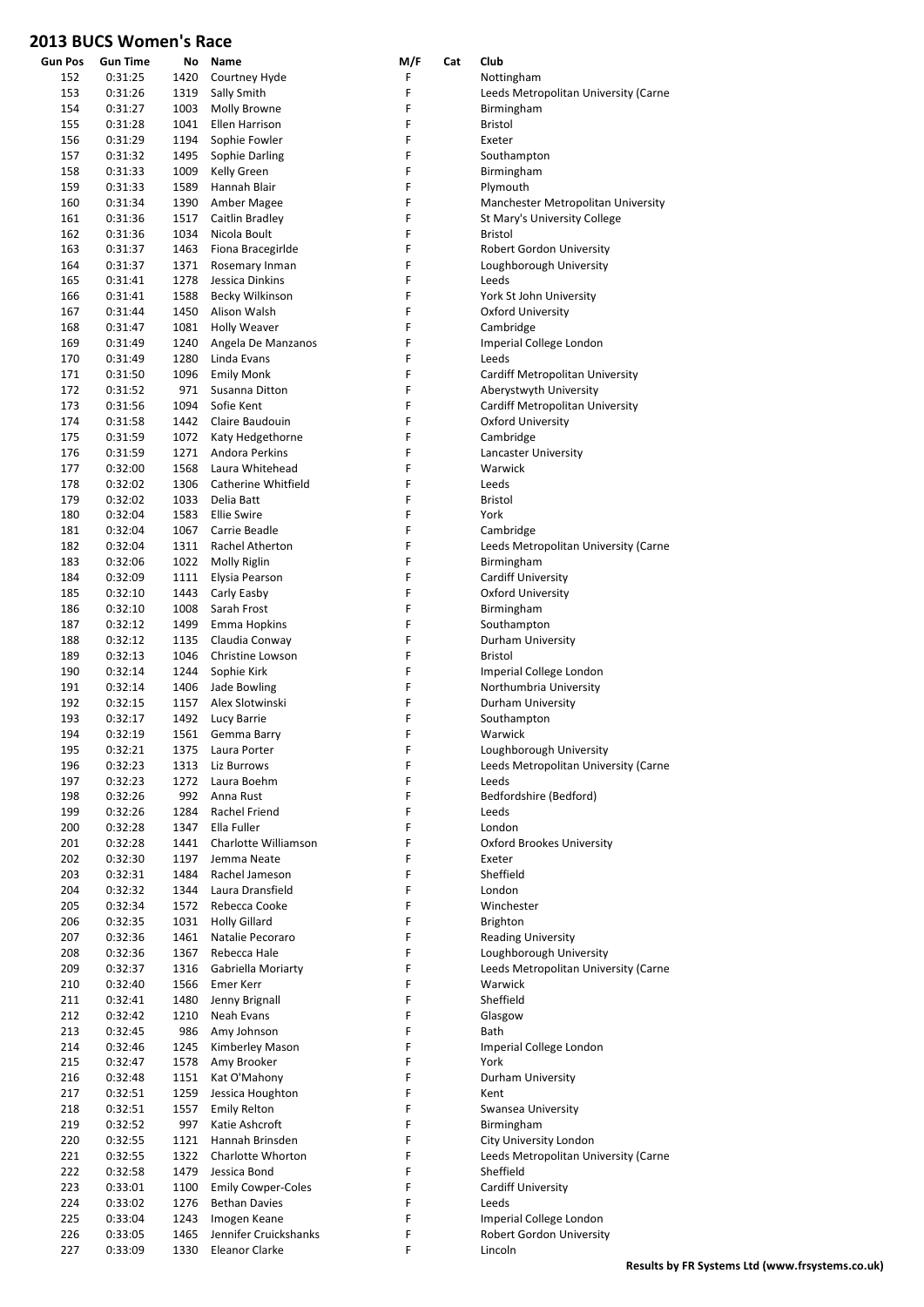# 2013 BUCS Women's Race

| Gun Pos | Gun Time | No | Name | M/F | Cat | Club |
|---|---|---|---|---|---|---|
| 152 | 0:31:25 | 1420 | Courtney Hyde | F | | Nottingham |
| 153 | 0:31:26 | 1319 | Sally Smith | F | | Leeds Metropolitan University (Carne |
| 154 | 0:31:27 | 1003 | Molly Browne | F | | Birmingham |
| 155 | 0:31:28 | 1041 | Ellen Harrison | F | | Bristol |
| 156 | 0:31:29 | 1194 | Sophie Fowler | F | | Exeter |
| 157 | 0:31:32 | 1495 | Sophie Darling | F | | Southampton |
| 158 | 0:31:33 | 1009 | Kelly Green | F | | Birmingham |
| 159 | 0:31:33 | 1589 | Hannah Blair | F | | Plymouth |
| 160 | 0:31:34 | 1390 | Amber Magee | F | | Manchester Metropolitan University |
| 161 | 0:31:36 | 1517 | Caitlin Bradley | F | | St Mary's University College |
| 162 | 0:31:36 | 1034 | Nicola Boult | F | | Bristol |
| 163 | 0:31:37 | 1463 | Fiona Bracegirlde | F | | Robert Gordon University |
| 164 | 0:31:37 | 1371 | Rosemary Inman | F | | Loughborough University |
| 165 | 0:31:41 | 1278 | Jessica Dinkins | F | | Leeds |
| 166 | 0:31:41 | 1588 | Becky Wilkinson | F | | York St John University |
| 167 | 0:31:44 | 1450 | Alison Walsh | F | | Oxford University |
| 168 | 0:31:47 | 1081 | Holly Weaver | F | | Cambridge |
| 169 | 0:31:49 | 1240 | Angela De Manzanos | F | | Imperial College London |
| 170 | 0:31:49 | 1280 | Linda Evans | F | | Leeds |
| 171 | 0:31:50 | 1096 | Emily Monk | F | | Cardiff Metropolitan University |
| 172 | 0:31:52 | 971 | Susanna Ditton | F | | Aberystwyth University |
| 173 | 0:31:56 | 1094 | Sofie Kent | F | | Cardiff Metropolitan University |
| 174 | 0:31:58 | 1442 | Claire Baudouin | F | | Oxford University |
| 175 | 0:31:59 | 1072 | Katy Hedgethorne | F | | Cambridge |
| 176 | 0:31:59 | 1271 | Andora Perkins | F | | Lancaster University |
| 177 | 0:32:00 | 1568 | Laura Whitehead | F | | Warwick |
| 178 | 0:32:02 | 1306 | Catherine Whitfield | F | | Leeds |
| 179 | 0:32:02 | 1033 | Delia Batt | F | | Bristol |
| 180 | 0:32:04 | 1583 | Ellie Swire | F | | York |
| 181 | 0:32:04 | 1067 | Carrie Beadle | F | | Cambridge |
| 182 | 0:32:04 | 1311 | Rachel Atherton | F | | Leeds Metropolitan University (Carne |
| 183 | 0:32:06 | 1022 | Molly Riglin | F | | Birmingham |
| 184 | 0:32:09 | 1111 | Elysia Pearson | F | | Cardiff University |
| 185 | 0:32:10 | 1443 | Carly Easby | F | | Oxford University |
| 186 | 0:32:10 | 1008 | Sarah Frost | F | | Birmingham |
| 187 | 0:32:12 | 1499 | Emma Hopkins | F | | Southampton |
| 188 | 0:32:12 | 1135 | Claudia Conway | F | | Durham University |
| 189 | 0:32:13 | 1046 | Christine Lowson | F | | Bristol |
| 190 | 0:32:14 | 1244 | Sophie Kirk | F | | Imperial College London |
| 191 | 0:32:14 | 1406 | Jade Bowling | F | | Northumbria University |
| 192 | 0:32:15 | 1157 | Alex Slotwinski | F | | Durham University |
| 193 | 0:32:17 | 1492 | Lucy Barrie | F | | Southampton |
| 194 | 0:32:19 | 1561 | Gemma Barry | F | | Warwick |
| 195 | 0:32:21 | 1375 | Laura Porter | F | | Loughborough University |
| 196 | 0:32:23 | 1313 | Liz Burrows | F | | Leeds Metropolitan University (Carne |
| 197 | 0:32:23 | 1272 | Laura Boehm | F | | Leeds |
| 198 | 0:32:26 | 992 | Anna Rust | F | | Bedfordshire (Bedford) |
| 199 | 0:32:26 | 1284 | Rachel Friend | F | | Leeds |
| 200 | 0:32:28 | 1347 | Ella Fuller | F | | London |
| 201 | 0:32:28 | 1441 | Charlotte Williamson | F | | Oxford Brookes University |
| 202 | 0:32:30 | 1197 | Jemma Neate | F | | Exeter |
| 203 | 0:32:31 | 1484 | Rachel Jameson | F | | Sheffield |
| 204 | 0:32:32 | 1344 | Laura Dransfield | F | | London |
| 205 | 0:32:34 | 1572 | Rebecca Cooke | F | | Winchester |
| 206 | 0:32:35 | 1031 | Holly Gillard | F | | Brighton |
| 207 | 0:32:36 | 1461 | Natalie Pecoraro | F | | Reading University |
| 208 | 0:32:36 | 1367 | Rebecca Hale | F | | Loughborough University |
| 209 | 0:32:37 | 1316 | Gabriella Moriarty | F | | Leeds Metropolitan University (Carne |
| 210 | 0:32:40 | 1566 | Emer Kerr | F | | Warwick |
| 211 | 0:32:41 | 1480 | Jenny Brignall | F | | Sheffield |
| 212 | 0:32:42 | 1210 | Neah Evans | F | | Glasgow |
| 213 | 0:32:45 | 986 | Amy Johnson | F | | Bath |
| 214 | 0:32:46 | 1245 | Kimberley Mason | F | | Imperial College London |
| 215 | 0:32:47 | 1578 | Amy Brooker | F | | York |
| 216 | 0:32:48 | 1151 | Kat O'Mahony | F | | Durham University |
| 217 | 0:32:51 | 1259 | Jessica Houghton | F | | Kent |
| 218 | 0:32:51 | 1557 | Emily Relton | F | | Swansea University |
| 219 | 0:32:52 | 997 | Katie Ashcroft | F | | Birmingham |
| 220 | 0:32:55 | 1121 | Hannah Brinsden | F | | City University London |
| 221 | 0:32:55 | 1322 | Charlotte Whorton | F | | Leeds Metropolitan University (Carne |
| 222 | 0:32:58 | 1479 | Jessica Bond | F | | Sheffield |
| 223 | 0:33:01 | 1100 | Emily Cowper-Coles | F | | Cardiff University |
| 224 | 0:33:02 | 1276 | Bethan Davies | F | | Leeds |
| 225 | 0:33:04 | 1243 | Imogen Keane | F | | Imperial College London |
| 226 | 0:33:05 | 1465 | Jennifer Cruickshanks | F | | Robert Gordon University |
| 227 | 0:33:09 | 1330 | Eleanor Clarke | F | | Lincoln |

**Results by FR Systems Ltd (www.frsystems.co.uk)**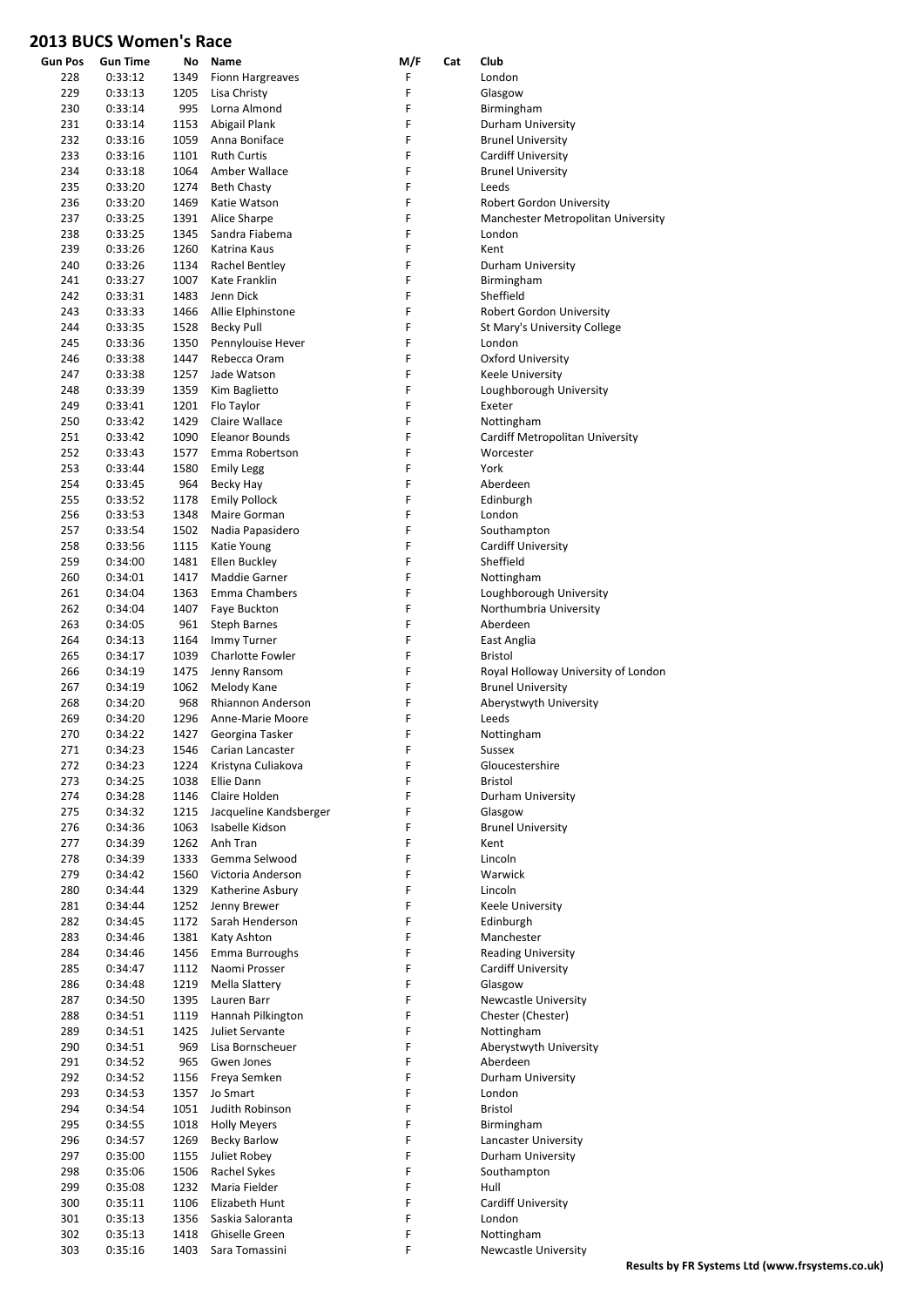# 2013 BUCS Women's Race

| Gun Pos | Gun Time | No | Name | M/F | Cat | Club |
|---|---|---|---|---|---|---|
| 228 | 0:33:12 | 1349 | Fionn Hargreaves | F | | London |
| 229 | 0:33:13 | 1205 | Lisa Christy | F | | Glasgow |
| 230 | 0:33:14 | 995 | Lorna Almond | F | | Birmingham |
| 231 | 0:33:14 | 1153 | Abigail Plank | F | | Durham University |
| 232 | 0:33:16 | 1059 | Anna Boniface | F | | Brunel University |
| 233 | 0:33:16 | 1101 | Ruth Curtis | F | | Cardiff University |
| 234 | 0:33:18 | 1064 | Amber Wallace | F | | Brunel University |
| 235 | 0:33:20 | 1274 | Beth Chasty | F | | Leeds |
| 236 | 0:33:20 | 1469 | Katie Watson | F | | Robert Gordon University |
| 237 | 0:33:25 | 1391 | Alice Sharpe | F | | Manchester Metropolitan University |
| 238 | 0:33:25 | 1345 | Sandra Fiabema | F | | London |
| 239 | 0:33:26 | 1260 | Katrina Kaus | F | | Kent |
| 240 | 0:33:26 | 1134 | Rachel Bentley | F | | Durham University |
| 241 | 0:33:27 | 1007 | Kate Franklin | F | | Birmingham |
| 242 | 0:33:31 | 1483 | Jenn Dick | F | | Sheffield |
| 243 | 0:33:33 | 1466 | Allie Elphinstone | F | | Robert Gordon University |
| 244 | 0:33:35 | 1528 | Becky Pull | F | | St Mary's University College |
| 245 | 0:33:36 | 1350 | Pennylouise Hever | F | | London |
| 246 | 0:33:38 | 1447 | Rebecca Oram | F | | Oxford University |
| 247 | 0:33:38 | 1257 | Jade Watson | F | | Keele University |
| 248 | 0:33:39 | 1359 | Kim Baglietto | F | | Loughborough University |
| 249 | 0:33:41 | 1201 | Flo Taylor | F | | Exeter |
| 250 | 0:33:42 | 1429 | Claire Wallace | F | | Nottingham |
| 251 | 0:33:42 | 1090 | Eleanor Bounds | F | | Cardiff Metropolitan University |
| 252 | 0:33:43 | 1577 | Emma Robertson | F | | Worcester |
| 253 | 0:33:44 | 1580 | Emily Legg | F | | York |
| 254 | 0:33:45 | 964 | Becky Hay | F | | Aberdeen |
| 255 | 0:33:52 | 1178 | Emily Pollock | F | | Edinburgh |
| 256 | 0:33:53 | 1348 | Maire Gorman | F | | London |
| 257 | 0:33:54 | 1502 | Nadia Papasidero | F | | Southampton |
| 258 | 0:33:56 | 1115 | Katie Young | F | | Cardiff University |
| 259 | 0:34:00 | 1481 | Ellen Buckley | F | | Sheffield |
| 260 | 0:34:01 | 1417 | Maddie Garner | F | | Nottingham |
| 261 | 0:34:04 | 1363 | Emma Chambers | F | | Loughborough University |
| 262 | 0:34:04 | 1407 | Faye Buckton | F | | Northumbria University |
| 263 | 0:34:05 | 961 | Steph Barnes | F | | Aberdeen |
| 264 | 0:34:13 | 1164 | Immy Turner | F | | East Anglia |
| 265 | 0:34:17 | 1039 | Charlotte Fowler | F | | Bristol |
| 266 | 0:34:19 | 1475 | Jenny Ransom | F | | Royal Holloway University of London |
| 267 | 0:34:19 | 1062 | Melody Kane | F | | Brunel University |
| 268 | 0:34:20 | 968 | Rhiannon Anderson | F | | Aberystwyth University |
| 269 | 0:34:20 | 1296 | Anne-Marie Moore | F | | Leeds |
| 270 | 0:34:22 | 1427 | Georgina Tasker | F | | Nottingham |
| 271 | 0:34:23 | 1546 | Carian Lancaster | F | | Sussex |
| 272 | 0:34:23 | 1224 | Kristyna Culiakova | F | | Gloucestershire |
| 273 | 0:34:25 | 1038 | Ellie Dann | F | | Bristol |
| 274 | 0:34:28 | 1146 | Claire Holden | F | | Durham University |
| 275 | 0:34:32 | 1215 | Jacqueline Kandsberger | F | | Glasgow |
| 276 | 0:34:36 | 1063 | Isabelle Kidson | F | | Brunel University |
| 277 | 0:34:39 | 1262 | Anh Tran | F | | Kent |
| 278 | 0:34:39 | 1333 | Gemma Selwood | F | | Lincoln |
| 279 | 0:34:42 | 1560 | Victoria Anderson | F | | Warwick |
| 280 | 0:34:44 | 1329 | Katherine Asbury | F | | Lincoln |
| 281 | 0:34:44 | 1252 | Jenny Brewer | F | | Keele University |
| 282 | 0:34:45 | 1172 | Sarah Henderson | F | | Edinburgh |
| 283 | 0:34:46 | 1381 | Katy Ashton | F | | Manchester |
| 284 | 0:34:46 | 1456 | Emma Burroughs | F | | Reading University |
| 285 | 0:34:47 | 1112 | Naomi Prosser | F | | Cardiff University |
| 286 | 0:34:48 | 1219 | Mella Slattery | F | | Glasgow |
| 287 | 0:34:50 | 1395 | Lauren Barr | F | | Newcastle University |
| 288 | 0:34:51 | 1119 | Hannah Pilkington | F | | Chester (Chester) |
| 289 | 0:34:51 | 1425 | Juliet Servante | F | | Nottingham |
| 290 | 0:34:51 | 969 | Lisa Bornscheuer | F | | Aberystwyth University |
| 291 | 0:34:52 | 965 | Gwen Jones | F | | Aberdeen |
| 292 | 0:34:52 | 1156 | Freya Semken | F | | Durham University |
| 293 | 0:34:53 | 1357 | Jo Smart | F | | London |
| 294 | 0:34:54 | 1051 | Judith Robinson | F | | Bristol |
| 295 | 0:34:55 | 1018 | Holly Meyers | F | | Birmingham |
| 296 | 0:34:57 | 1269 | Becky Barlow | F | | Lancaster University |
| 297 | 0:35:00 | 1155 | Juliet Robey | F | | Durham University |
| 298 | 0:35:06 | 1506 | Rachel Sykes | F | | Southampton |
| 299 | 0:35:08 | 1232 | Maria Fielder | F | | Hull |
| 300 | 0:35:11 | 1106 | Elizabeth Hunt | F | | Cardiff University |
| 301 | 0:35:13 | 1356 | Saskia Saloranta | F | | London |
| 302 | 0:35:13 | 1418 | Ghiselle Green | F | | Nottingham |
| 303 | 0:35:16 | 1403 | Sara Tomassini | F | | Newcastle University |

**Results by FR Systems Ltd (www.frsystems.co.uk)**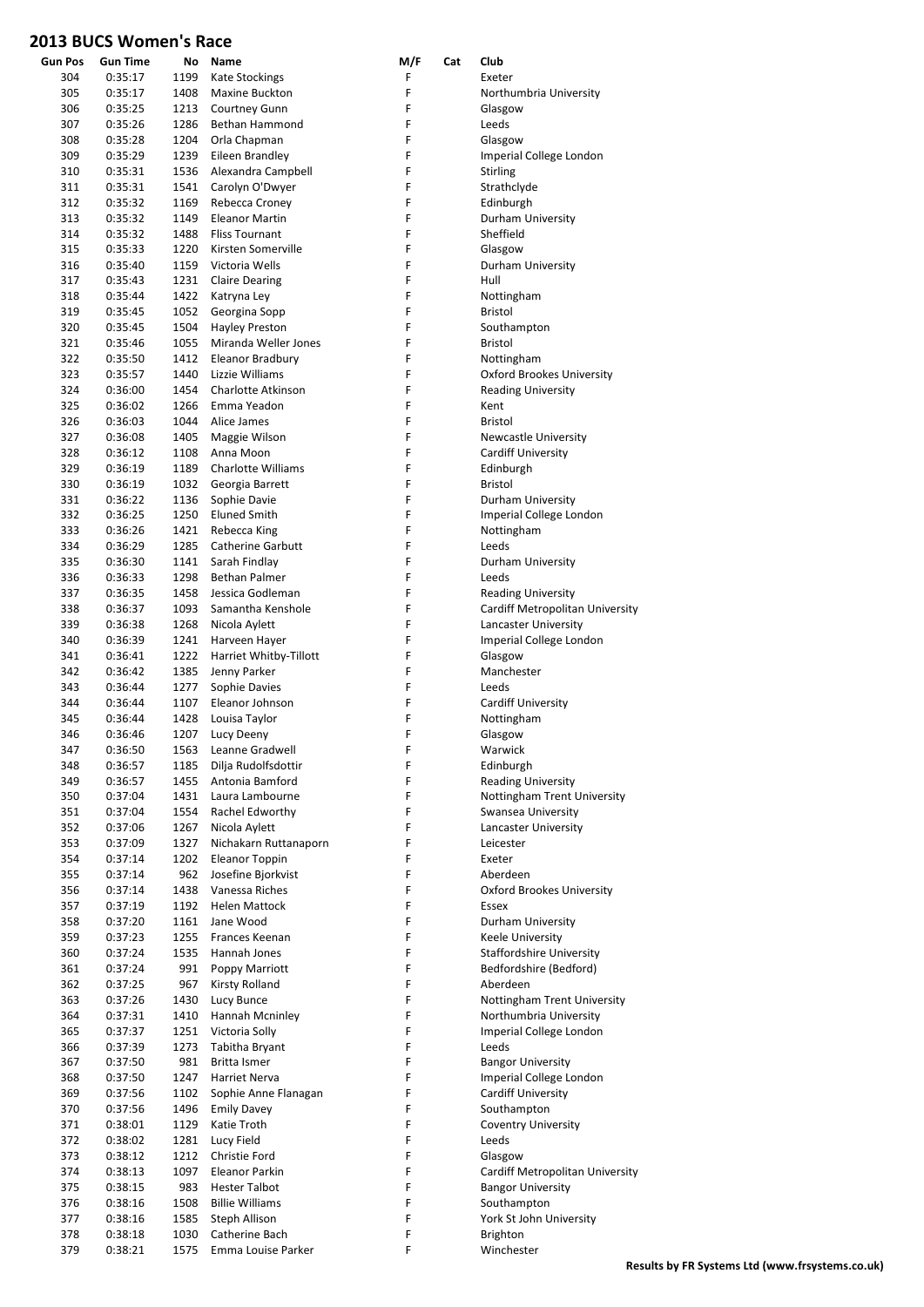# 2013 BUCS Women's Race

| Gun Pos | Gun Time | No | Name | M/F | Cat | Club |
|---|---|---|---|---|---|---|
| 304 | 0:35:17 | 1199 | Kate Stockings | F | | Exeter |
| 305 | 0:35:17 | 1408 | Maxine Buckton | F | | Northumbria University |
| 306 | 0:35:25 | 1213 | Courtney Gunn | F | | Glasgow |
| 307 | 0:35:26 | 1286 | Bethan Hammond | F | | Leeds |
| 308 | 0:35:28 | 1204 | Orla Chapman | F | | Glasgow |
| 309 | 0:35:29 | 1239 | Eileen Brandley | F | | Imperial College London |
| 310 | 0:35:31 | 1536 | Alexandra Campbell | F | | Stirling |
| 311 | 0:35:31 | 1541 | Carolyn O'Dwyer | F | | Strathclyde |
| 312 | 0:35:32 | 1169 | Rebecca Croney | F | | Edinburgh |
| 313 | 0:35:32 | 1149 | Eleanor Martin | F | | Durham University |
| 314 | 0:35:32 | 1488 | Fliss Tournant | F | | Sheffield |
| 315 | 0:35:33 | 1220 | Kirsten Somerville | F | | Glasgow |
| 316 | 0:35:40 | 1159 | Victoria Wells | F | | Durham University |
| 317 | 0:35:43 | 1231 | Claire Dearing | F | | Hull |
| 318 | 0:35:44 | 1422 | Katryna Ley | F | | Nottingham |
| 319 | 0:35:45 | 1052 | Georgina Sopp | F | | Bristol |
| 320 | 0:35:45 | 1504 | Hayley Preston | F | | Southampton |
| 321 | 0:35:46 | 1055 | Miranda Weller Jones | F | | Bristol |
| 322 | 0:35:50 | 1412 | Eleanor Bradbury | F | | Nottingham |
| 323 | 0:35:57 | 1440 | Lizzie Williams | F | | Oxford Brookes University |
| 324 | 0:36:00 | 1454 | Charlotte Atkinson | F | | Reading University |
| 325 | 0:36:02 | 1266 | Emma Yeadon | F | | Kent |
| 326 | 0:36:03 | 1044 | Alice James | F | | Bristol |
| 327 | 0:36:08 | 1405 | Maggie Wilson | F | | Newcastle University |
| 328 | 0:36:12 | 1108 | Anna Moon | F | | Cardiff University |
| 329 | 0:36:19 | 1189 | Charlotte Williams | F | | Edinburgh |
| 330 | 0:36:19 | 1032 | Georgia Barrett | F | | Bristol |
| 331 | 0:36:22 | 1136 | Sophie Davie | F | | Durham University |
| 332 | 0:36:25 | 1250 | Eluned Smith | F | | Imperial College London |
| 333 | 0:36:26 | 1421 | Rebecca King | F | | Nottingham |
| 334 | 0:36:29 | 1285 | Catherine Garbutt | F | | Leeds |
| 335 | 0:36:30 | 1141 | Sarah Findlay | F | | Durham University |
| 336 | 0:36:33 | 1298 | Bethan Palmer | F | | Leeds |
| 337 | 0:36:35 | 1458 | Jessica Godleman | F | | Reading University |
| 338 | 0:36:37 | 1093 | Samantha Kenshole | F | | Cardiff Metropolitan University |
| 339 | 0:36:38 | 1268 | Nicola Aylett | F | | Lancaster University |
| 340 | 0:36:39 | 1241 | Harveen Hayer | F | | Imperial College London |
| 341 | 0:36:41 | 1222 | Harriet Whitby-Tillott | F | | Glasgow |
| 342 | 0:36:42 | 1385 | Jenny Parker | F | | Manchester |
| 343 | 0:36:44 | 1277 | Sophie Davies | F | | Leeds |
| 344 | 0:36:44 | 1107 | Eleanor Johnson | F | | Cardiff University |
| 345 | 0:36:44 | 1428 | Louisa Taylor | F | | Nottingham |
| 346 | 0:36:46 | 1207 | Lucy Deeny | F | | Glasgow |
| 347 | 0:36:50 | 1563 | Leanne Gradwell | F | | Warwick |
| 348 | 0:36:57 | 1185 | Dilja Rudolfsdottir | F | | Edinburgh |
| 349 | 0:36:57 | 1455 | Antonia Bamford | F | | Reading University |
| 350 | 0:37:04 | 1431 | Laura Lambourne | F | | Nottingham Trent University |
| 351 | 0:37:04 | 1554 | Rachel Edworthy | F | | Swansea University |
| 352 | 0:37:06 | 1267 | Nicola Aylett | F | | Lancaster University |
| 353 | 0:37:09 | 1327 | Nichakarn Ruttanaporn | F | | Leicester |
| 354 | 0:37:14 | 1202 | Eleanor Toppin | F | | Exeter |
| 355 | 0:37:14 | 962 | Josefine Bjorkvist | F | | Aberdeen |
| 356 | 0:37:14 | 1438 | Vanessa Riches | F | | Oxford Brookes University |
| 357 | 0:37:19 | 1192 | Helen Mattock | F | | Essex |
| 358 | 0:37:20 | 1161 | Jane Wood | F | | Durham University |
| 359 | 0:37:23 | 1255 | Frances Keenan | F | | Keele University |
| 360 | 0:37:24 | 1535 | Hannah Jones | F | | Staffordshire University |
| 361 | 0:37:24 | 991 | Poppy Marriott | F | | Bedfordshire (Bedford) |
| 362 | 0:37:25 | 967 | Kirsty Rolland | F | | Aberdeen |
| 363 | 0:37:26 | 1430 | Lucy Bunce | F | | Nottingham Trent University |
| 364 | 0:37:31 | 1410 | Hannah Mcninley | F | | Northumbria University |
| 365 | 0:37:37 | 1251 | Victoria Solly | F | | Imperial College London |
| 366 | 0:37:39 | 1273 | Tabitha Bryant | F | | Leeds |
| 367 | 0:37:50 | 981 | Britta Ismer | F | | Bangor University |
| 368 | 0:37:50 | 1247 | Harriet Nerva | F | | Imperial College London |
| 369 | 0:37:56 | 1102 | Sophie Anne Flanagan | F | | Cardiff University |
| 370 | 0:37:56 | 1496 | Emily Davey | F | | Southampton |
| 371 | 0:38:01 | 1129 | Katie Troth | F | | Coventry University |
| 372 | 0:38:02 | 1281 | Lucy Field | F | | Leeds |
| 373 | 0:38:12 | 1212 | Christie Ford | F | | Glasgow |
| 374 | 0:38:13 | 1097 | Eleanor Parkin | F | | Cardiff Metropolitan University |
| 375 | 0:38:15 | 983 | Hester Talbot | F | | Bangor University |
| 376 | 0:38:16 | 1508 | Billie Williams | F | | Southampton |
| 377 | 0:38:16 | 1585 | Steph Allison | F | | York St John University |
| 378 | 0:38:18 | 1030 | Catherine Bach | F | | Brighton |
| 379 | 0:38:21 | 1575 | Emma Louise Parker | F | | Winchester |

**Results by FR Systems Ltd (www.frsystems.co.uk)**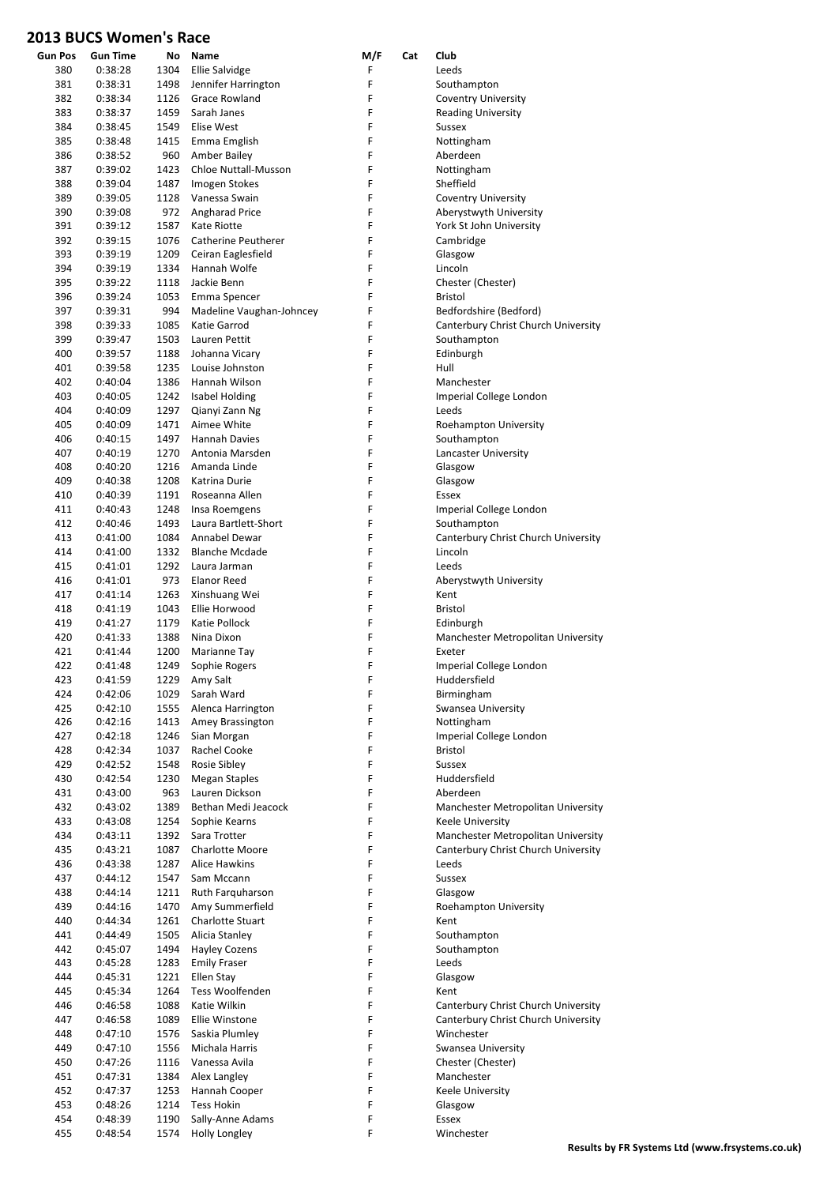## 2013 BUCS Women's Race

| Gun Pos | Gun Time | No | Name | M/F | Cat | Club |
|---|---|---|---|---|---|---|
| 380 | 0:38:28 | 1304 | Ellie Salvidge | F | | Leeds |
| 381 | 0:38:31 | 1498 | Jennifer Harrington | F | | Southampton |
| 382 | 0:38:34 | 1126 | Grace Rowland | F | | Coventry University |
| 383 | 0:38:37 | 1459 | Sarah Janes | F | | Reading University |
| 384 | 0:38:45 | 1549 | Elise West | F | | Sussex |
| 385 | 0:38:48 | 1415 | Emma Emglish | F | | Nottingham |
| 386 | 0:38:52 | 960 | Amber Bailey | F | | Aberdeen |
| 387 | 0:39:02 | 1423 | Chloe Nuttall-Musson | F | | Nottingham |
| 388 | 0:39:04 | 1487 | Imogen Stokes | F | | Sheffield |
| 389 | 0:39:05 | 1128 | Vanessa Swain | F | | Coventry University |
| 390 | 0:39:08 | 972 | Angharad Price | F | | Aberystwyth University |
| 391 | 0:39:12 | 1587 | Kate Riotte | F | | York St John University |
| 392 | 0:39:15 | 1076 | Catherine Peutherer | F | | Cambridge |
| 393 | 0:39:19 | 1209 | Ceiran Eaglesfield | F | | Glasgow |
| 394 | 0:39:19 | 1334 | Hannah Wolfe | F | | Lincoln |
| 395 | 0:39:22 | 1118 | Jackie Benn | F | | Chester (Chester) |
| 396 | 0:39:24 | 1053 | Emma Spencer | F | | Bristol |
| 397 | 0:39:31 | 994 | Madeline Vaughan-Johncey | F | | Bedfordshire (Bedford) |
| 398 | 0:39:33 | 1085 | Katie Garrod | F | | Canterbury Christ Church University |
| 399 | 0:39:47 | 1503 | Lauren Pettit | F | | Southampton |
| 400 | 0:39:57 | 1188 | Johanna Vicary | F | | Edinburgh |
| 401 | 0:39:58 | 1235 | Louise Johnston | F | | Hull |
| 402 | 0:40:04 | 1386 | Hannah Wilson | F | | Manchester |
| 403 | 0:40:05 | 1242 | Isabel Holding | F | | Imperial College London |
| 404 | 0:40:09 | 1297 | Qianyi Zann Ng | F | | Leeds |
| 405 | 0:40:09 | 1471 | Aimee White | F | | Roehampton University |
| 406 | 0:40:15 | 1497 | Hannah Davies | F | | Southampton |
| 407 | 0:40:19 | 1270 | Antonia Marsden | F | | Lancaster University |
| 408 | 0:40:20 | 1216 | Amanda Linde | F | | Glasgow |
| 409 | 0:40:38 | 1208 | Katrina Durie | F | | Glasgow |
| 410 | 0:40:39 | 1191 | Roseanna Allen | F | | Essex |
| 411 | 0:40:43 | 1248 | Insa Roemgens | F | | Imperial College London |
| 412 | 0:40:46 | 1493 | Laura Bartlett-Short | F | | Southampton |
| 413 | 0:41:00 | 1084 | Annabel Dewar | F | | Canterbury Christ Church University |
| 414 | 0:41:00 | 1332 | Blanche Mcdade | F | | Lincoln |
| 415 | 0:41:01 | 1292 | Laura Jarman | F | | Leeds |
| 416 | 0:41:01 | 973 | Elanor Reed | F | | Aberystwyth University |
| 417 | 0:41:14 | 1263 | Xinshuang Wei | F | | Kent |
| 418 | 0:41:19 | 1043 | Ellie Horwood | F | | Bristol |
| 419 | 0:41:27 | 1179 | Katie Pollock | F | | Edinburgh |
| 420 | 0:41:33 | 1388 | Nina Dixon | F | | Manchester Metropolitan University |
| 421 | 0:41:44 | 1200 | Marianne Tay | F | | Exeter |
| 422 | 0:41:48 | 1249 | Sophie Rogers | F | | Imperial College London |
| 423 | 0:41:59 | 1229 | Amy Salt | F | | Huddersfield |
| 424 | 0:42:06 | 1029 | Sarah Ward | F | | Birmingham |
| 425 | 0:42:10 | 1555 | Alenca Harrington | F | | Swansea University |
| 426 | 0:42:16 | 1413 | Amey Brassington | F | | Nottingham |
| 427 | 0:42:18 | 1246 | Sian Morgan | F | | Imperial College London |
| 428 | 0:42:34 | 1037 | Rachel Cooke | F | | Bristol |
| 429 | 0:42:52 | 1548 | Rosie Sibley | F | | Sussex |
| 430 | 0:42:54 | 1230 | Megan Staples | F | | Huddersfield |
| 431 | 0:43:00 | 963 | Lauren Dickson | F | | Aberdeen |
| 432 | 0:43:02 | 1389 | Bethan Medi Jeacock | F | | Manchester Metropolitan University |
| 433 | 0:43:08 | 1254 | Sophie Kearns | F | | Keele University |
| 434 | 0:43:11 | 1392 | Sara Trotter | F | | Manchester Metropolitan University |
| 435 | 0:43:21 | 1087 | Charlotte Moore | F | | Canterbury Christ Church University |
| 436 | 0:43:38 | 1287 | Alice Hawkins | F | | Leeds |
| 437 | 0:44:12 | 1547 | Sam Mccann | F | | Sussex |
| 438 | 0:44:14 | 1211 | Ruth Farquharson | F | | Glasgow |
| 439 | 0:44:16 | 1470 | Amy Summerfield | F | | Roehampton University |
| 440 | 0:44:34 | 1261 | Charlotte Stuart | F | | Kent |
| 441 | 0:44:49 | 1505 | Alicia Stanley | F | | Southampton |
| 442 | 0:45:07 | 1494 | Hayley Cozens | F | | Southampton |
| 443 | 0:45:28 | 1283 | Emily Fraser | F | | Leeds |
| 444 | 0:45:31 | 1221 | Ellen Stay | F | | Glasgow |
| 445 | 0:45:34 | 1264 | Tess Woolfenden | F | | Kent |
| 446 | 0:46:58 | 1088 | Katie Wilkin | F | | Canterbury Christ Church University |
| 447 | 0:46:58 | 1089 | Ellie Winstone | F | | Canterbury Christ Church University |
| 448 | 0:47:10 | 1576 | Saskia Plumley | F | | Winchester |
| 449 | 0:47:10 | 1556 | Michala Harris | F | | Swansea University |
| 450 | 0:47:26 | 1116 | Vanessa Avila | F | | Chester (Chester) |
| 451 | 0:47:31 | 1384 | Alex Langley | F | | Manchester |
| 452 | 0:47:37 | 1253 | Hannah Cooper | F | | Keele University |
| 453 | 0:48:26 | 1214 | Tess Hokin | F | | Glasgow |
| 454 | 0:48:39 | 1190 | Sally-Anne Adams | F | | Essex |
| 455 | 0:48:54 | 1574 | Holly Longley | F | | Winchester |

**Results by FR Systems Ltd (www.frsystems.co.uk)**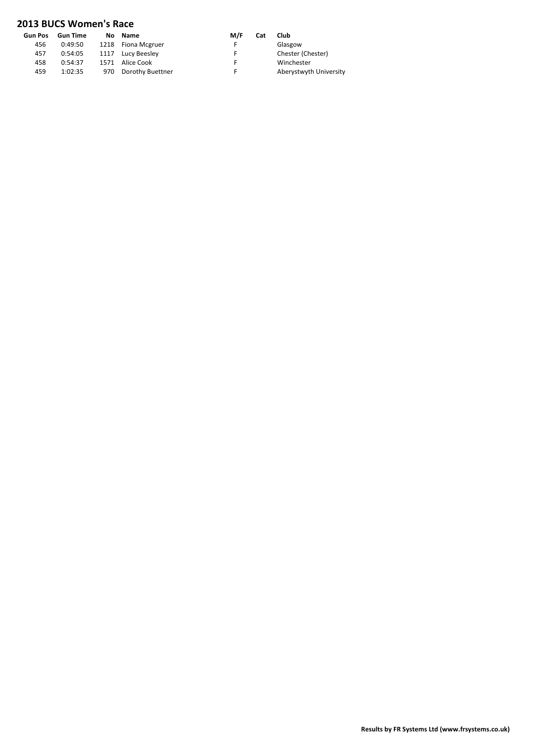## 2013 BUCS Women's Race

| Gun Pos | Gun Time | No | Name | M/F | Cat | Club |
|---|---|---|---|---|---|---|
| 456 | 0:49:50 | 1218 | Fiona Mcgruer | F | | Glasgow |
| 457 | 0:54:05 | 1117 | Lucy Beesley | F | | Chester (Chester) |
| 458 | 0:54:37 | 1571 | Alice Cook | F | | Winchester |
| 459 | 1:02:35 | 970 | Dorothy Buettner | F | | Aberystwyth University |

**Results by FR Systems Ltd (www.frsystems.co.uk)**